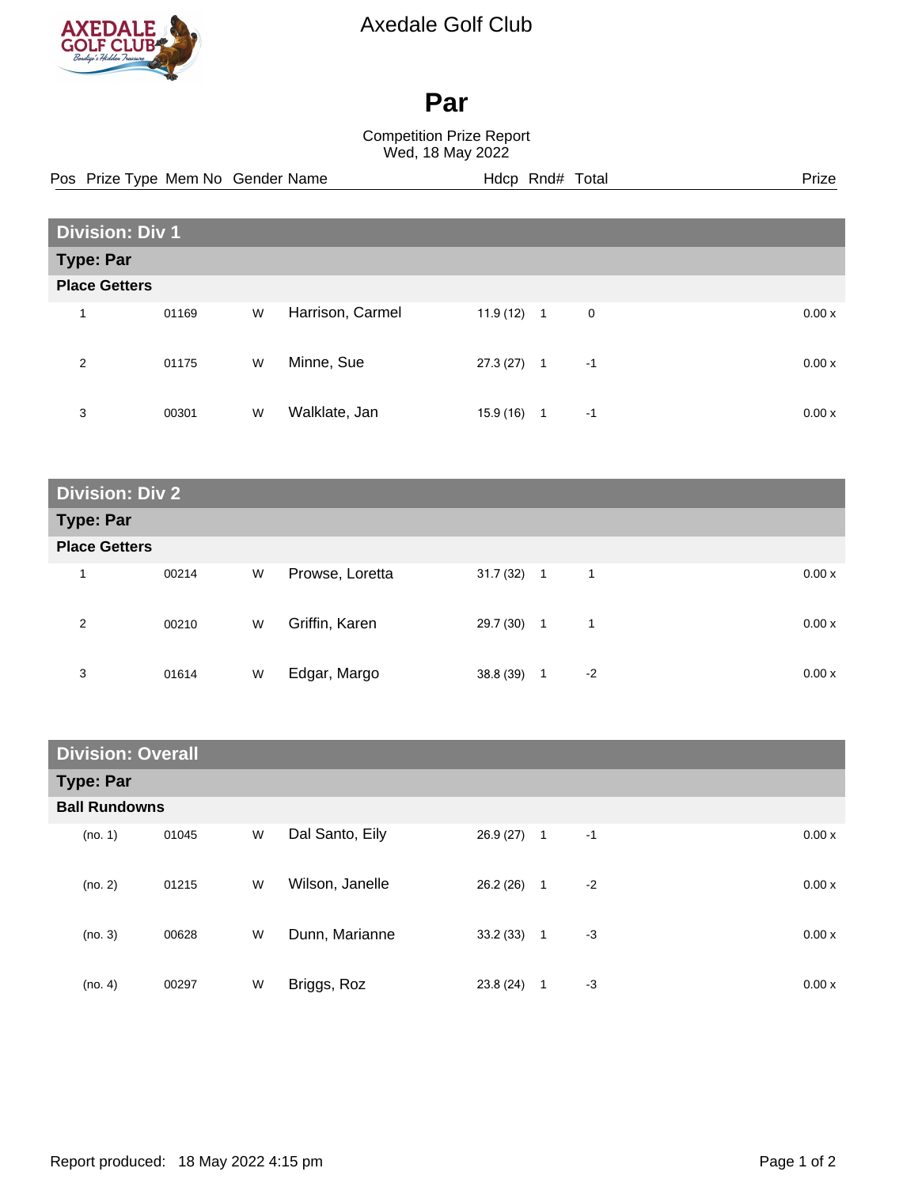Axedale Golf Club

# Par

Competition Prize Report
Wed, 18 May 2022

## Division: Div 1

### Type: Par

**Place Getters**

| Pos | Prize Type | Mem No | Gender | Name | Hdcp | Rnd# | Total | Prize |
|---|---|---|---|---|---|---|---|---|
| 1 | | 01169 | W | Harrison, Carmel | 11.9 (12) | 1 | 0 | 0.00 x |
| 2 | | 01175 | W | Minne, Sue | 27.3 (27) | 1 | -1 | 0.00 x |
| 3 | | 00301 | W | Walklate, Jan | 15.9 (16) | 1 | -1 | 0.00 x |

## Division: Div 2

### Type: Par

**Place Getters**

| Pos | Prize Type | Mem No | Gender | Name | Hdcp | Rnd# | Total | Prize |
|---|---|---|---|---|---|---|---|---|
| 1 | | 00214 | W | Prowse, Loretta | 31.7 (32) | 1 | 1 | 0.00 x |
| 2 | | 00210 | W | Griffin, Karen | 29.7 (30) | 1 | 1 | 0.00 x |
| 3 | | 01614 | W | Edgar, Margo | 38.8 (39) | 1 | -2 | 0.00 x |

## Division: Overall

### Type: Par

**Ball Rundowns**

| Pos | Prize Type | Mem No | Gender | Name | Hdcp | Rnd# | Total | Prize |
|---|---|---|---|---|---|---|---|---|
| (no. 1) | | 01045 | W | Dal Santo, Eily | 26.9 (27) | 1 | -1 | 0.00 x |
| (no. 2) | | 01215 | W | Wilson, Janelle | 26.2 (26) | 1 | -2 | 0.00 x |
| (no. 3) | | 00628 | W | Dunn, Marianne | 33.2 (33) | 1 | -3 | 0.00 x |
| (no. 4) | | 00297 | W | Briggs, Roz | 23.8 (24) | 1 | -3 | 0.00 x |

Report produced: 18 May 2022 4:15 pm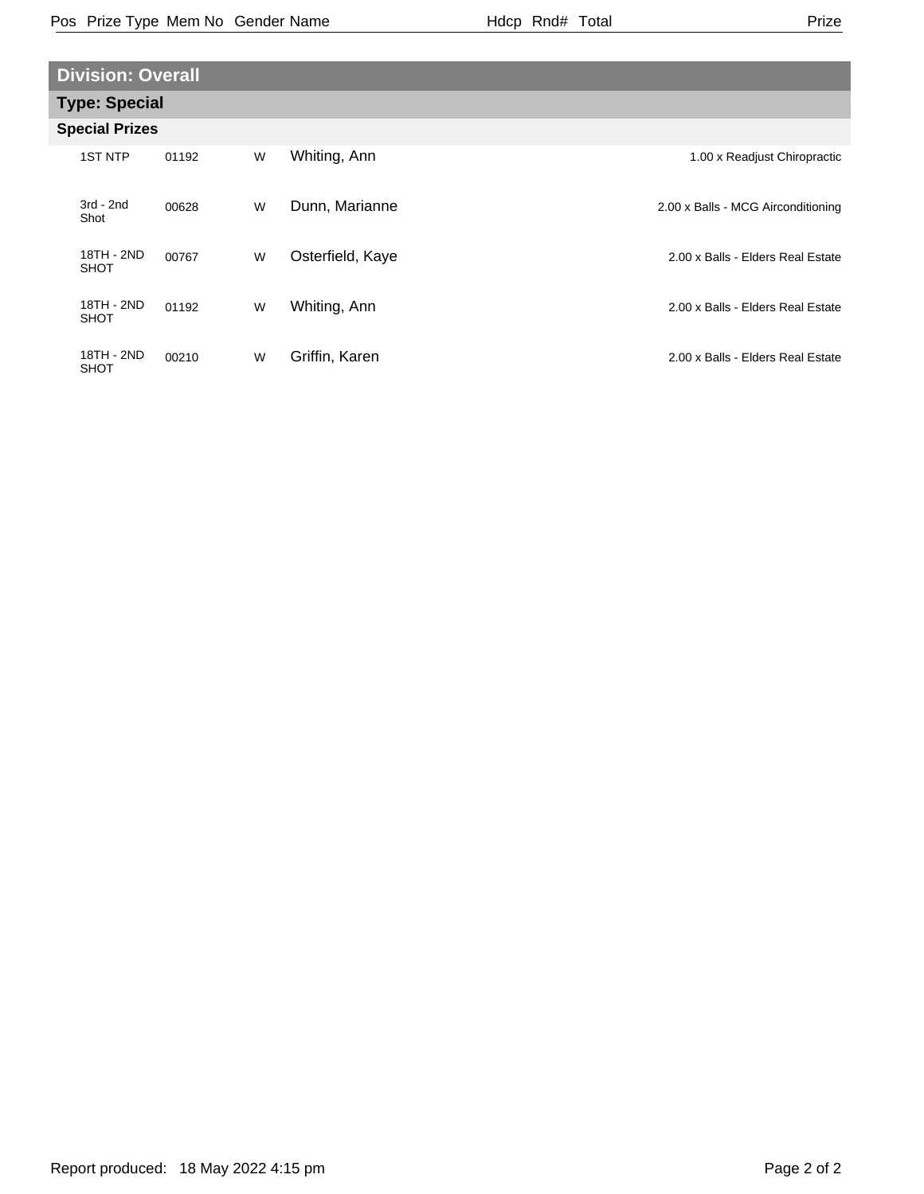## Division: Overall

### Type: Special

#### Special Prizes

| Pos | Prize Type | Mem No | Gender | Name | Hdcp | Rnd# | Total | Prize |
|---|---|---|---|---|---|---|---|---|
| | 1ST NTP | 01192 | W | Whiting, Ann | | | | 1.00 x Readjust Chiropractic |
| | 3rd - 2nd Shot | 00628 | W | Dunn, Marianne | | | | 2.00 x Balls - MCG Airconditioning |
| | 18TH - 2ND SHOT | 00767 | W | Osterfield, Kaye | | | | 2.00 x Balls - Elders Real Estate |
| | 18TH - 2ND SHOT | 01192 | W | Whiting, Ann | | | | 2.00 x Balls - Elders Real Estate |
| | 18TH - 2ND SHOT | 00210 | W | Griffin, Karen | | | | 2.00 x Balls - Elders Real Estate |

Report produced: 18 May 2022 4:15 pm